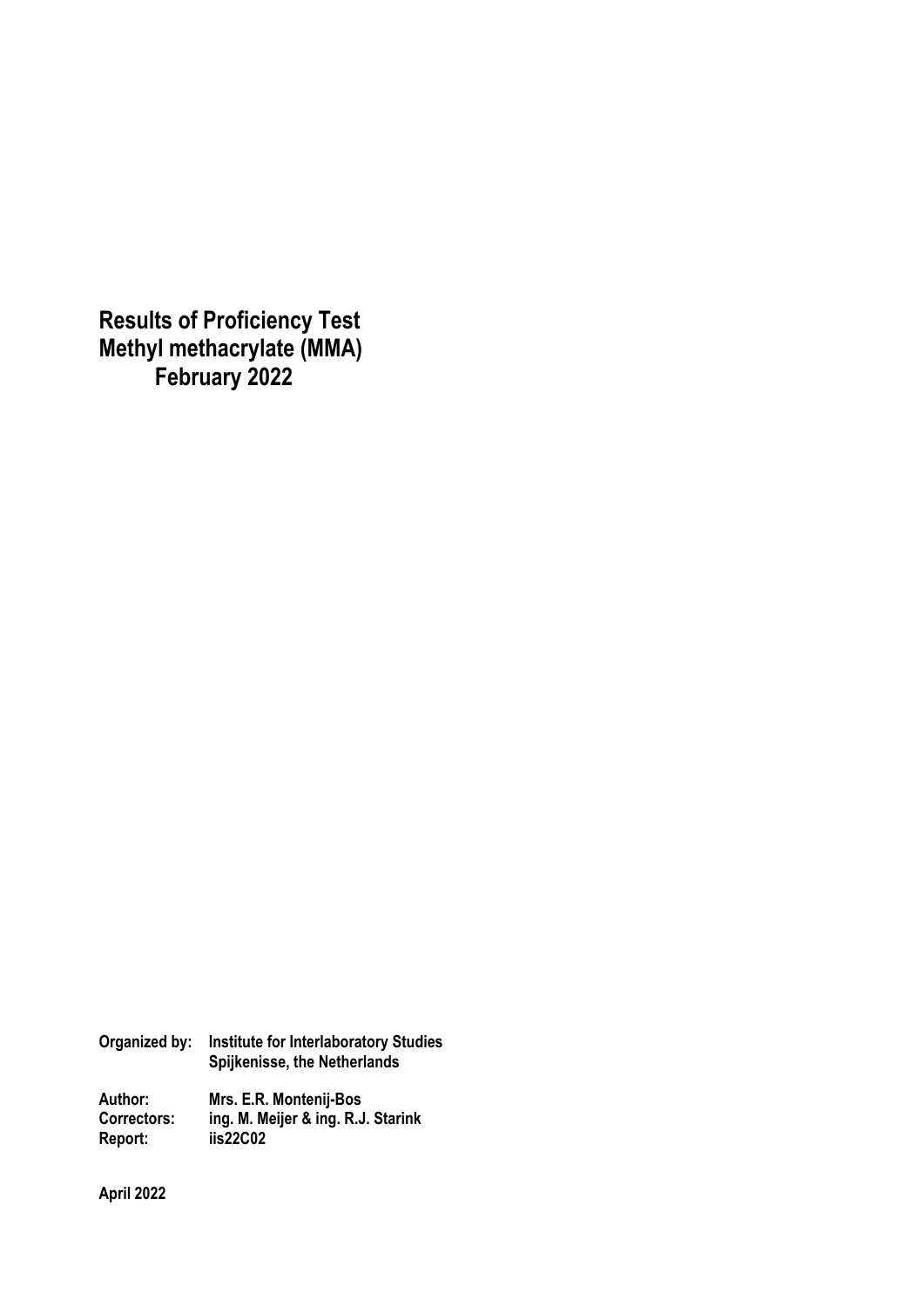# Results of Proficiency Test Methyl methacrylate (MMA) February 2022

**Organized by:** Institute for Interlaboratory Studies
Spijkenisse, the Netherlands

**Author:** Mrs. E.R. Montenij-Bos
**Correctors:** ing. M. Meijer & ing. R.J. Starink
**Report:** iis22C02

**April 2022**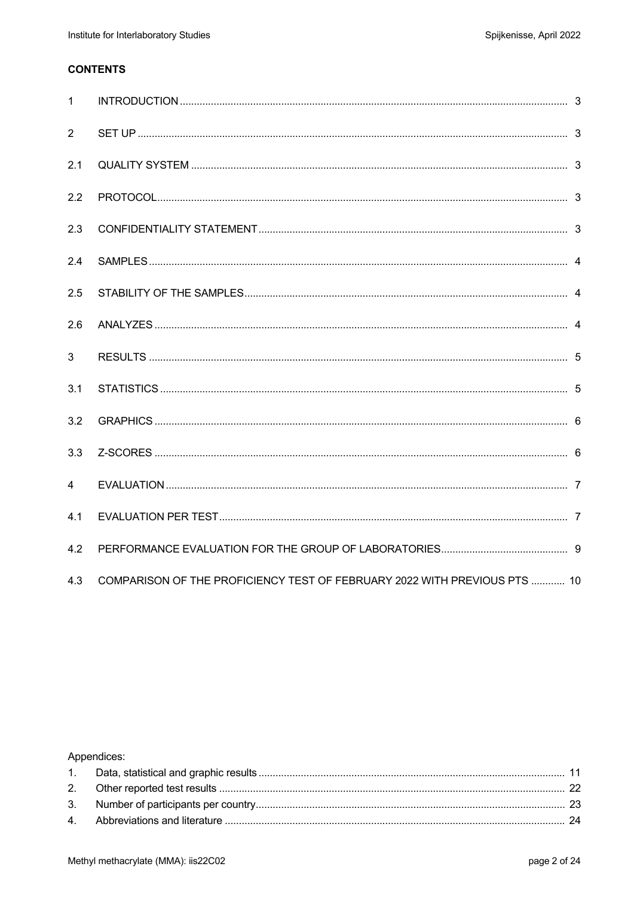**CONTENTS**

| | | |
|---|---|---|
| 1 | INTRODUCTION | 3 |
| 2 | SET UP | 3 |
| 2.1 | QUALITY SYSTEM | 3 |
| 2.2 | PROTOCOL | 3 |
| 2.3 | CONFIDENTIALITY STATEMENT | 3 |
| 2.4 | SAMPLES | 4 |
| 2.5 | STABILITY OF THE SAMPLES | 4 |
| 2.6 | ANALYZES | 4 |
| 3 | RESULTS | 5 |
| 3.1 | STATISTICS | 5 |
| 3.2 | GRAPHICS | 6 |
| 3.3 | Z-SCORES | 6 |
| 4 | EVALUATION | 7 |
| 4.1 | EVALUATION PER TEST | 7 |
| 4.2 | PERFORMANCE EVALUATION FOR THE GROUP OF LABORATORIES | 9 |
| 4.3 | COMPARISON OF THE PROFICIENCY TEST OF FEBRUARY 2022 WITH PREVIOUS PTS | 10 |

Appendices:

| | | |
|---|---|---|
| 1. | Data, statistical and graphic results | 11 |
| 2. | Other reported test results | 22 |
| 3. | Number of participants per country | 23 |
| 4. | Abbreviations and literature | 24 |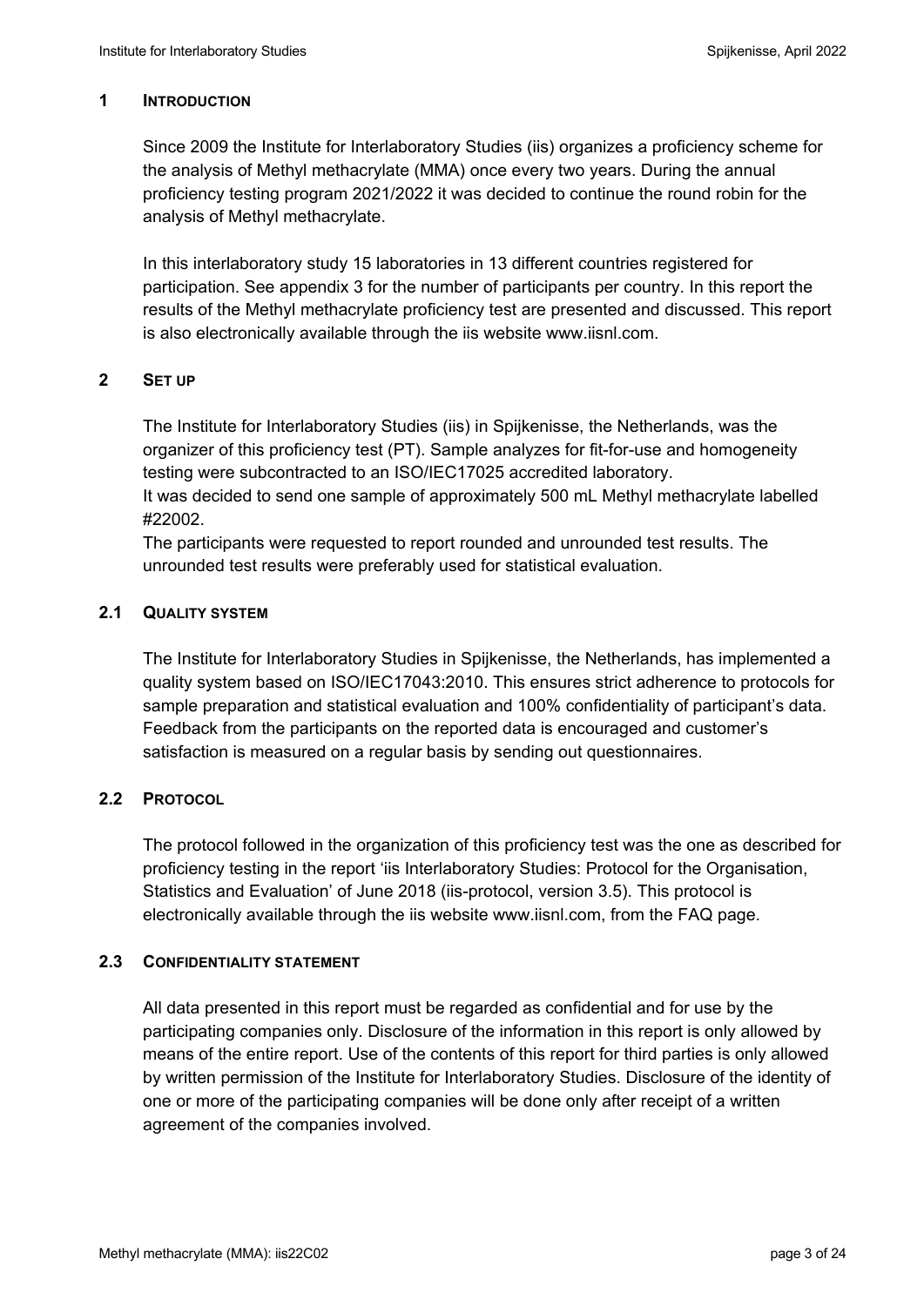## 1 INTRODUCTION

Since 2009 the Institute for Interlaboratory Studies (iis) organizes a proficiency scheme for the analysis of Methyl methacrylate (MMA) once every two years. During the annual proficiency testing program 2021/2022 it was decided to continue the round robin for the analysis of Methyl methacrylate.

In this interlaboratory study 15 laboratories in 13 different countries registered for participation. See appendix 3 for the number of participants per country. In this report the results of the Methyl methacrylate proficiency test are presented and discussed. This report is also electronically available through the iis website www.iisnl.com.

## 2 SET UP

The Institute for Interlaboratory Studies (iis) in Spijkenisse, the Netherlands, was the organizer of this proficiency test (PT). Sample analyzes for fit-for-use and homogeneity testing were subcontracted to an ISO/IEC17025 accredited laboratory.
It was decided to send one sample of approximately 500 mL Methyl methacrylate labelled #22002.
The participants were requested to report rounded and unrounded test results. The unrounded test results were preferably used for statistical evaluation.

### 2.1 QUALITY SYSTEM

The Institute for Interlaboratory Studies in Spijkenisse, the Netherlands, has implemented a quality system based on ISO/IEC17043:2010. This ensures strict adherence to protocols for sample preparation and statistical evaluation and 100% confidentiality of participant's data. Feedback from the participants on the reported data is encouraged and customer's satisfaction is measured on a regular basis by sending out questionnaires.

### 2.2 PROTOCOL

The protocol followed in the organization of this proficiency test was the one as described for proficiency testing in the report 'iis Interlaboratory Studies: Protocol for the Organisation, Statistics and Evaluation' of June 2018 (iis-protocol, version 3.5). This protocol is electronically available through the iis website www.iisnl.com, from the FAQ page.

### 2.3 CONFIDENTIALITY STATEMENT

All data presented in this report must be regarded as confidential and for use by the participating companies only. Disclosure of the information in this report is only allowed by means of the entire report. Use of the contents of this report for third parties is only allowed by written permission of the Institute for Interlaboratory Studies. Disclosure of the identity of one or more of the participating companies will be done only after receipt of a written agreement of the companies involved.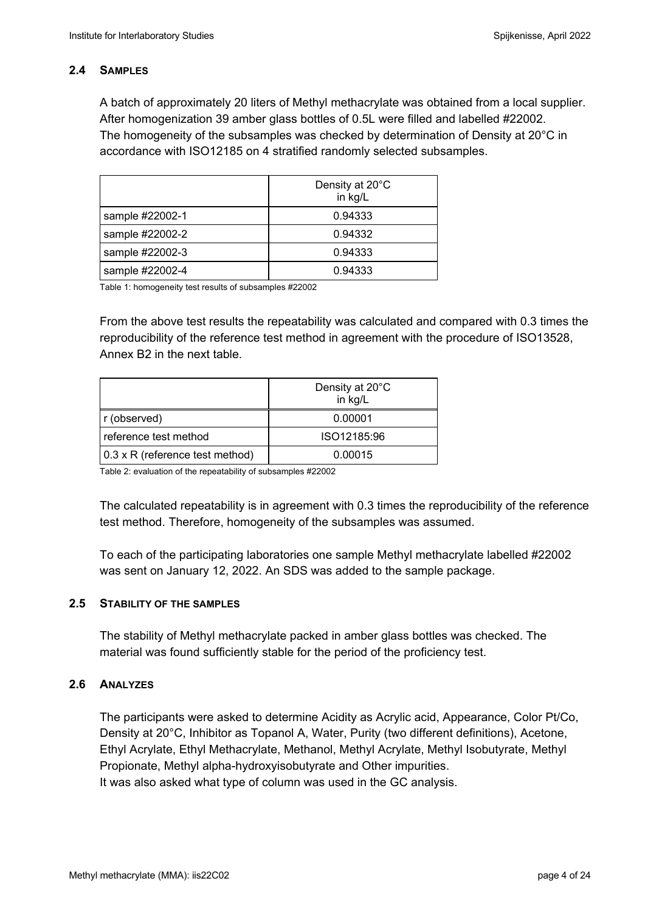### 2.4 SAMPLES

A batch of approximately 20 liters of Methyl methacrylate was obtained from a local supplier. After homogenization 39 amber glass bottles of 0.5L were filled and labelled #22002. The homogeneity of the subsamples was checked by determination of Density at 20°C in accordance with ISO12185 on 4 stratified randomly selected subsamples.

| | Density at 20°C in kg/L |
|---|---|
| sample #22002-1 | 0.94333 |
| sample #22002-2 | 0.94332 |
| sample #22002-3 | 0.94333 |
| sample #22002-4 | 0.94333 |

Table 1: homogeneity test results of subsamples #22002

From the above test results the repeatability was calculated and compared with 0.3 times the reproducibility of the reference test method in agreement with the procedure of ISO13528, Annex B2 in the next table.

| | Density at 20°C in kg/L |
|---|---|
| r (observed) | 0.00001 |
| reference test method | ISO12185:96 |
| 0.3 x R (reference test method) | 0.00015 |

Table 2: evaluation of the repeatability of subsamples #22002

The calculated repeatability is in agreement with 0.3 times the reproducibility of the reference test method. Therefore, homogeneity of the subsamples was assumed.

To each of the participating laboratories one sample Methyl methacrylate labelled #22002 was sent on January 12, 2022. An SDS was added to the sample package.

### 2.5 STABILITY OF THE SAMPLES

The stability of Methyl methacrylate packed in amber glass bottles was checked. The material was found sufficiently stable for the period of the proficiency test.

### 2.6 ANALYZES

The participants were asked to determine Acidity as Acrylic acid, Appearance, Color Pt/Co, Density at 20°C, Inhibitor as Topanol A, Water, Purity (two different definitions), Acetone, Ethyl Acrylate, Ethyl Methacrylate, Methanol, Methyl Acrylate, Methyl Isobutyrate, Methyl Propionate, Methyl alpha-hydroxyisobutyrate and Other impurities.
It was also asked what type of column was used in the GC analysis.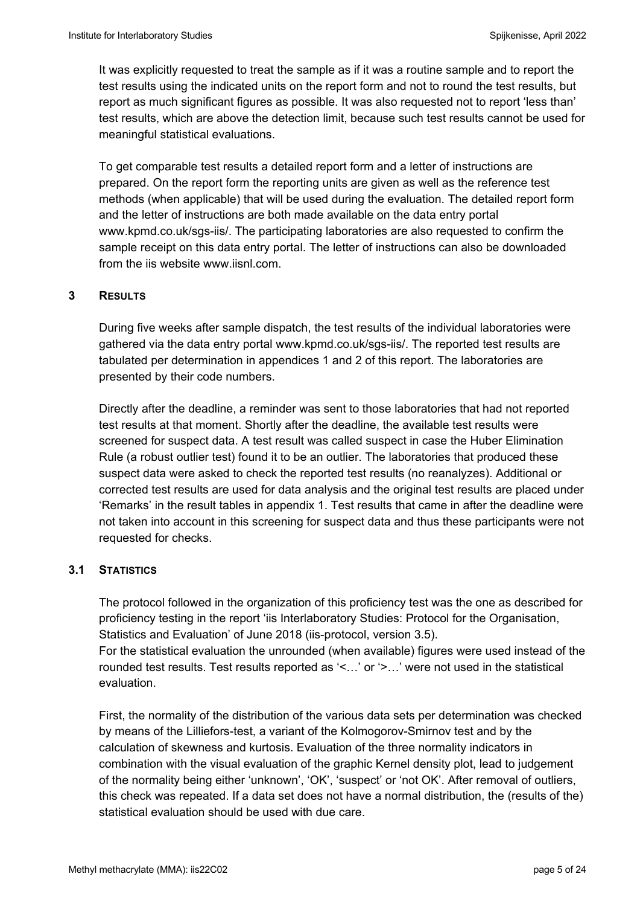It was explicitly requested to treat the sample as if it was a routine sample and to report the test results using the indicated units on the report form and not to round the test results, but report as much significant figures as possible. It was also requested not to report 'less than' test results, which are above the detection limit, because such test results cannot be used for meaningful statistical evaluations.

To get comparable test results a detailed report form and a letter of instructions are prepared. On the report form the reporting units are given as well as the reference test methods (when applicable) that will be used during the evaluation. The detailed report form and the letter of instructions are both made available on the data entry portal www.kpmd.co.uk/sgs-iis/. The participating laboratories are also requested to confirm the sample receipt on this data entry portal. The letter of instructions can also be downloaded from the iis website www.iisnl.com.

## 3 RESULTS

During five weeks after sample dispatch, the test results of the individual laboratories were gathered via the data entry portal www.kpmd.co.uk/sgs-iis/. The reported test results are tabulated per determination in appendices 1 and 2 of this report. The laboratories are presented by their code numbers.

Directly after the deadline, a reminder was sent to those laboratories that had not reported test results at that moment. Shortly after the deadline, the available test results were screened for suspect data. A test result was called suspect in case the Huber Elimination Rule (a robust outlier test) found it to be an outlier. The laboratories that produced these suspect data were asked to check the reported test results (no reanalyzes). Additional or corrected test results are used for data analysis and the original test results are placed under 'Remarks' in the result tables in appendix 1. Test results that came in after the deadline were not taken into account in this screening for suspect data and thus these participants were not requested for checks.

### 3.1 STATISTICS

The protocol followed in the organization of this proficiency test was the one as described for proficiency testing in the report 'iis Interlaboratory Studies: Protocol for the Organisation, Statistics and Evaluation' of June 2018 (iis-protocol, version 3.5).
For the statistical evaluation the unrounded (when available) figures were used instead of the rounded test results. Test results reported as '<…' or '>…' were not used in the statistical evaluation.

First, the normality of the distribution of the various data sets per determination was checked by means of the Lilliefors-test, a variant of the Kolmogorov-Smirnov test and by the calculation of skewness and kurtosis. Evaluation of the three normality indicators in combination with the visual evaluation of the graphic Kernel density plot, lead to judgement of the normality being either 'unknown', 'OK', 'suspect' or 'not OK'. After removal of outliers, this check was repeated. If a data set does not have a normal distribution, the (results of the) statistical evaluation should be used with due care.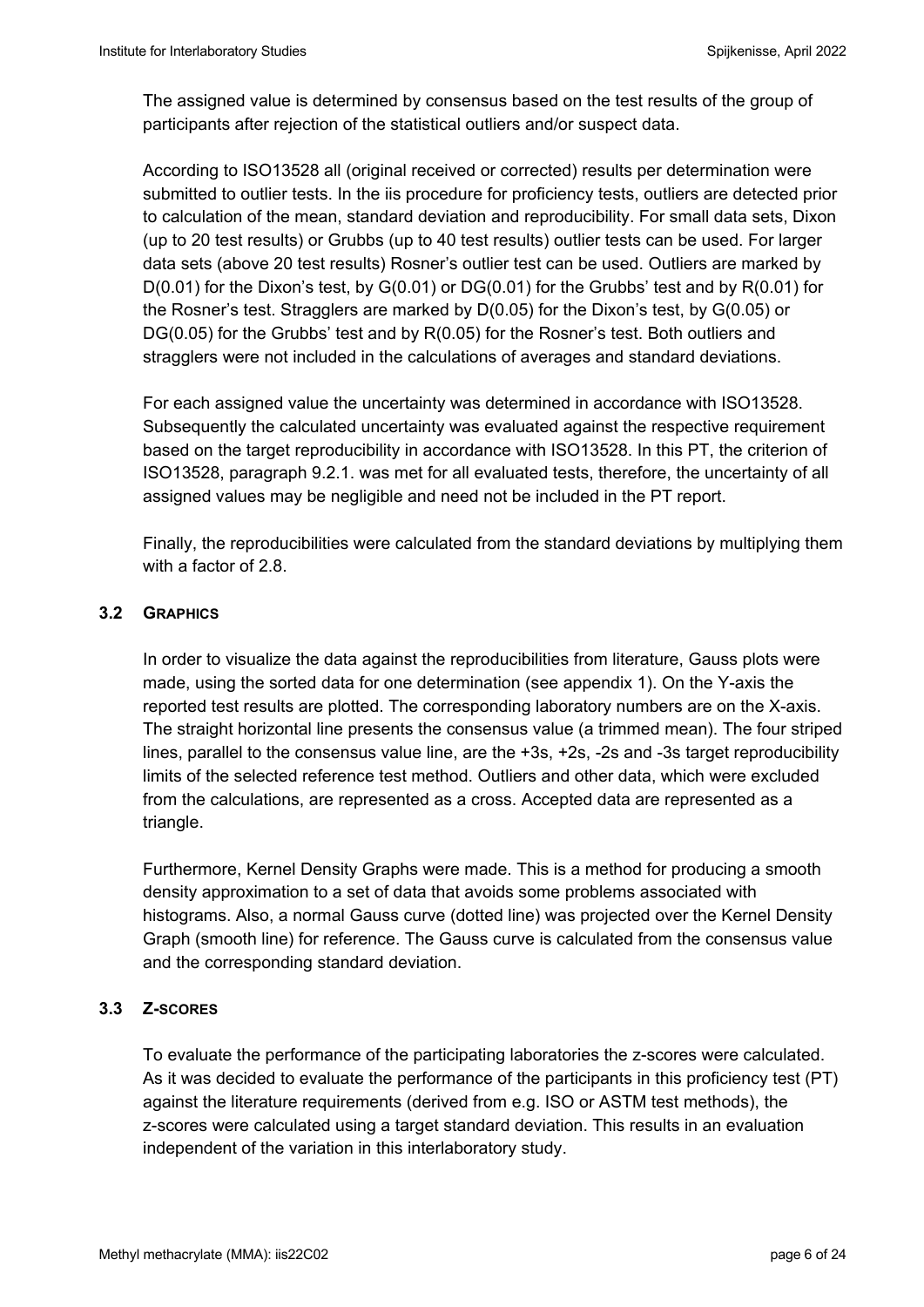The assigned value is determined by consensus based on the test results of the group of participants after rejection of the statistical outliers and/or suspect data.

According to ISO13528 all (original received or corrected) results per determination were submitted to outlier tests. In the iis procedure for proficiency tests, outliers are detected prior to calculation of the mean, standard deviation and reproducibility. For small data sets, Dixon (up to 20 test results) or Grubbs (up to 40 test results) outlier tests can be used. For larger data sets (above 20 test results) Rosner's outlier test can be used. Outliers are marked by D(0.01) for the Dixon's test, by G(0.01) or DG(0.01) for the Grubbs' test and by R(0.01) for the Rosner's test. Stragglers are marked by D(0.05) for the Dixon's test, by G(0.05) or DG(0.05) for the Grubbs' test and by R(0.05) for the Rosner's test. Both outliers and stragglers were not included in the calculations of averages and standard deviations.

For each assigned value the uncertainty was determined in accordance with ISO13528. Subsequently the calculated uncertainty was evaluated against the respective requirement based on the target reproducibility in accordance with ISO13528. In this PT, the criterion of ISO13528, paragraph 9.2.1. was met for all evaluated tests, therefore, the uncertainty of all assigned values may be negligible and need not be included in the PT report.

Finally, the reproducibilities were calculated from the standard deviations by multiplying them with a factor of 2.8.

### 3.2 GRAPHICS

In order to visualize the data against the reproducibilities from literature, Gauss plots were made, using the sorted data for one determination (see appendix 1). On the Y-axis the reported test results are plotted. The corresponding laboratory numbers are on the X-axis. The straight horizontal line presents the consensus value (a trimmed mean). The four striped lines, parallel to the consensus value line, are the +3s, +2s, -2s and -3s target reproducibility limits of the selected reference test method. Outliers and other data, which were excluded from the calculations, are represented as a cross. Accepted data are represented as a triangle.

Furthermore, Kernel Density Graphs were made. This is a method for producing a smooth density approximation to a set of data that avoids some problems associated with histograms. Also, a normal Gauss curve (dotted line) was projected over the Kernel Density Graph (smooth line) for reference. The Gauss curve is calculated from the consensus value and the corresponding standard deviation.

### 3.3 Z-SCORES

To evaluate the performance of the participating laboratories the z-scores were calculated. As it was decided to evaluate the performance of the participants in this proficiency test (PT) against the literature requirements (derived from e.g. ISO or ASTM test methods), the z-scores were calculated using a target standard deviation. This results in an evaluation independent of the variation in this interlaboratory study.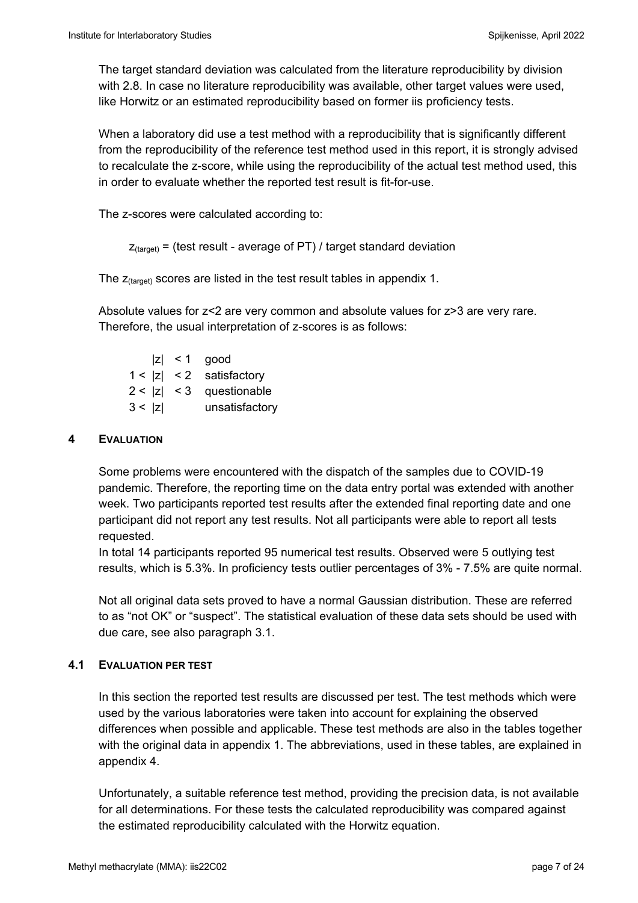The target standard deviation was calculated from the literature reproducibility by division with 2.8. In case no literature reproducibility was available, other target values were used, like Horwitz or an estimated reproducibility based on former iis proficiency tests.

When a laboratory did use a test method with a reproducibility that is significantly different from the reproducibility of the reference test method used in this report, it is strongly advised to recalculate the z-score, while using the reproducibility of the actual test method used, this in order to evaluate whether the reported test result is fit-for-use.

The z-scores were calculated according to:

$z_{(target)}$ = (test result - average of PT) / target standard deviation

The $z_{(target)}$ scores are listed in the test result tables in appendix 1.

Absolute values for z<2 are very common and absolute values for z>3 are very rare. Therefore, the usual interpretation of z-scores is as follows:

| | |
|---|---|
| $\|z\| < 1$ | good |
| $1 < \|z\| < 2$ | satisfactory |
| $2 < \|z\| < 3$ | questionable |
| $3 < \|z\|$ | unsatisfactory |

## 4 EVALUATION

Some problems were encountered with the dispatch of the samples due to COVID-19 pandemic. Therefore, the reporting time on the data entry portal was extended with another week. Two participants reported test results after the extended final reporting date and one participant did not report any test results. Not all participants were able to report all tests requested.
In total 14 participants reported 95 numerical test results. Observed were 5 outlying test results, which is 5.3%. In proficiency tests outlier percentages of 3% - 7.5% are quite normal.

Not all original data sets proved to have a normal Gaussian distribution. These are referred to as "not OK" or "suspect". The statistical evaluation of these data sets should be used with due care, see also paragraph 3.1.

### 4.1 EVALUATION PER TEST

In this section the reported test results are discussed per test. The test methods which were used by the various laboratories were taken into account for explaining the observed differences when possible and applicable. These test methods are also in the tables together with the original data in appendix 1. The abbreviations, used in these tables, are explained in appendix 4.

Unfortunately, a suitable reference test method, providing the precision data, is not available for all determinations. For these tests the calculated reproducibility was compared against the estimated reproducibility calculated with the Horwitz equation.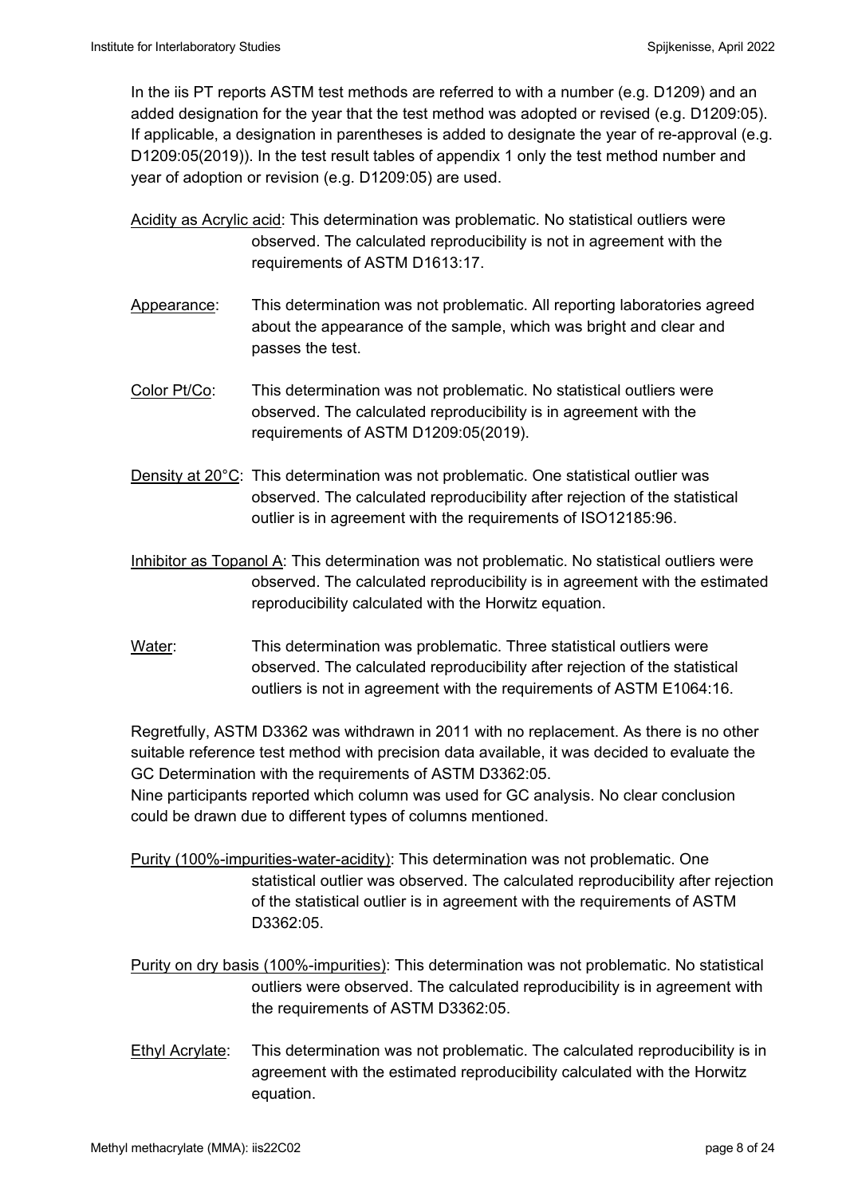In the iis PT reports ASTM test methods are referred to with a number (e.g. D1209) and an added designation for the year that the test method was adopted or revised (e.g. D1209:05). If applicable, a designation in parentheses is added to designate the year of re-approval (e.g. D1209:05(2019)). In the test result tables of appendix 1 only the test method number and year of adoption or revision (e.g. D1209:05) are used.

Acidity as Acrylic acid: This determination was problematic. No statistical outliers were observed. The calculated reproducibility is not in agreement with the requirements of ASTM D1613:17.

Appearance: This determination was not problematic. All reporting laboratories agreed about the appearance of the sample, which was bright and clear and passes the test.

Color Pt/Co: This determination was not problematic. No statistical outliers were observed. The calculated reproducibility is in agreement with the requirements of ASTM D1209:05(2019).

Density at 20°C: This determination was not problematic. One statistical outlier was observed. The calculated reproducibility after rejection of the statistical outlier is in agreement with the requirements of ISO12185:96.

Inhibitor as Topanol A: This determination was not problematic. No statistical outliers were observed. The calculated reproducibility is in agreement with the estimated reproducibility calculated with the Horwitz equation.

Water: This determination was problematic. Three statistical outliers were observed. The calculated reproducibility after rejection of the statistical outliers is not in agreement with the requirements of ASTM E1064:16.

Regretfully, ASTM D3362 was withdrawn in 2011 with no replacement. As there is no other suitable reference test method with precision data available, it was decided to evaluate the GC Determination with the requirements of ASTM D3362:05.
Nine participants reported which column was used for GC analysis. No clear conclusion could be drawn due to different types of columns mentioned.

Purity (100%-impurities-water-acidity): This determination was not problematic. One statistical outlier was observed. The calculated reproducibility after rejection of the statistical outlier is in agreement with the requirements of ASTM D3362:05.

Purity on dry basis (100%-impurities): This determination was not problematic. No statistical outliers were observed. The calculated reproducibility is in agreement with the requirements of ASTM D3362:05.

Ethyl Acrylate: This determination was not problematic. The calculated reproducibility is in agreement with the estimated reproducibility calculated with the Horwitz equation.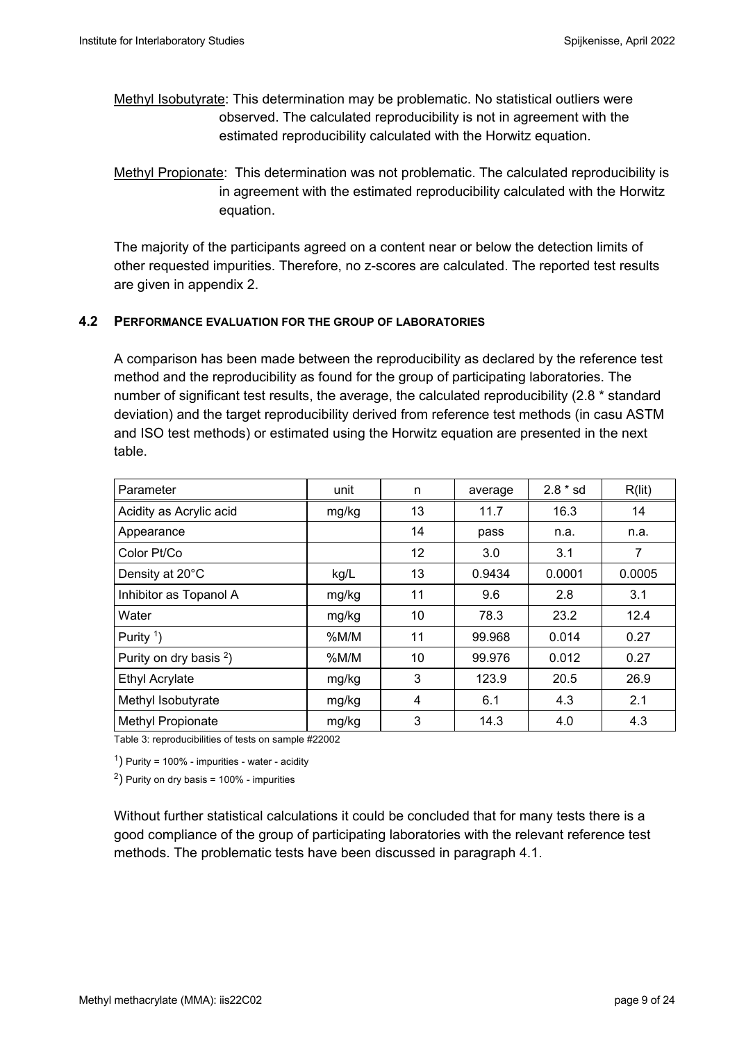Methyl Isobutyrate: This determination may be problematic. No statistical outliers were observed. The calculated reproducibility is not in agreement with the estimated reproducibility calculated with the Horwitz equation.

Methyl Propionate: This determination was not problematic. The calculated reproducibility is in agreement with the estimated reproducibility calculated with the Horwitz equation.

The majority of the participants agreed on a content near or below the detection limits of other requested impurities. Therefore, no z-scores are calculated. The reported test results are given in appendix 2.

### 4.2 PERFORMANCE EVALUATION FOR THE GROUP OF LABORATORIES

A comparison has been made between the reproducibility as declared by the reference test method and the reproducibility as found for the group of participating laboratories. The number of significant test results, the average, the calculated reproducibility (2.8 * standard deviation) and the target reproducibility derived from reference test methods (in casu ASTM and ISO test methods) or estimated using the Horwitz equation are presented in the next table.

| Parameter | unit | n | average | 2.8 * sd | R(lit) |
|---|---|---|---|---|---|
| Acidity as Acrylic acid | mg/kg | 13 | 11.7 | 16.3 | 14 |
| Appearance | | 14 | pass | n.a. | n.a. |
| Color Pt/Co | | 12 | 3.0 | 3.1 | 7 |
| Density at 20°C | kg/L | 13 | 0.9434 | 0.0001 | 0.0005 |
| Inhibitor as Topanol A | mg/kg | 11 | 9.6 | 2.8 | 3.1 |
| Water | mg/kg | 10 | 78.3 | 23.2 | 12.4 |
| Purity [1]) | %M/M | 11 | 99.968 | 0.014 | 0.27 |
| Purity on dry basis [2]) | %M/M | 10 | 99.976 | 0.012 | 0.27 |
| Ethyl Acrylate | mg/kg | 3 | 123.9 | 20.5 | 26.9 |
| Methyl Isobutyrate | mg/kg | 4 | 6.1 | 4.3 | 2.1 |
| Methyl Propionate | mg/kg | 3 | 14.3 | 4.0 | 4.3 |

Table 3: reproducibilities of tests on sample #22002

[1]) Purity = 100% - impurities - water - acidity

[2]) Purity on dry basis = 100% - impurities

Without further statistical calculations it could be concluded that for many tests there is a good compliance of the group of participating laboratories with the relevant reference test methods. The problematic tests have been discussed in paragraph 4.1.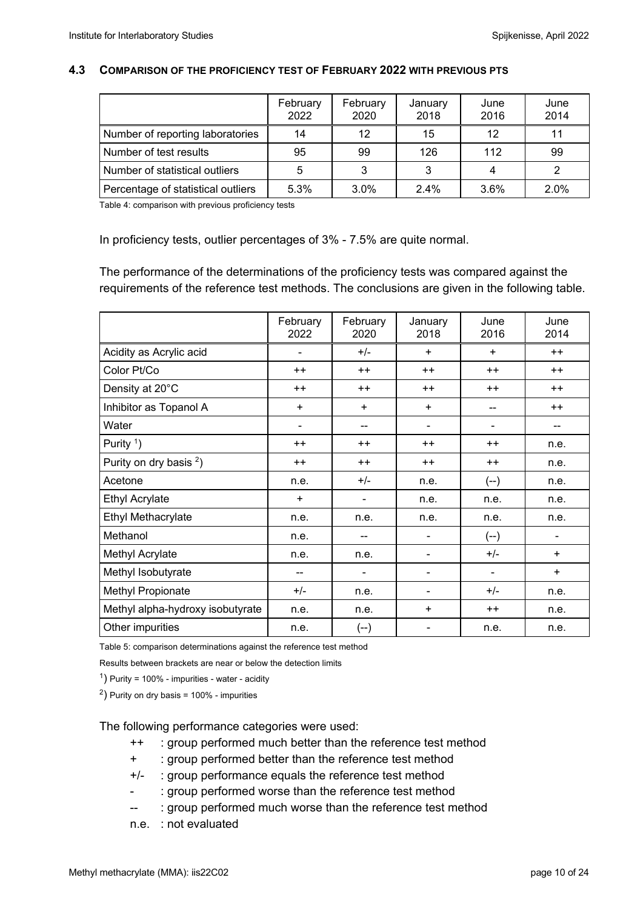### 4.3 COMPARISON OF THE PROFICIENCY TEST OF FEBRUARY 2022 WITH PREVIOUS PTS

| | February 2022 | February 2020 | January 2018 | June 2016 | June 2014 |
|---|---|---|---|---|---|
| Number of reporting laboratories | 14 | 12 | 15 | 12 | 11 |
| Number of test results | 95 | 99 | 126 | 112 | 99 |
| Number of statistical outliers | 5 | 3 | 3 | 4 | 2 |
| Percentage of statistical outliers | 5.3% | 3.0% | 2.4% | 3.6% | 2.0% |

Table 4: comparison with previous proficiency tests

In proficiency tests, outlier percentages of 3% - 7.5% are quite normal.

The performance of the determinations of the proficiency tests was compared against the requirements of the reference test methods. The conclusions are given in the following table.

| | February 2022 | February 2020 | January 2018 | June 2016 | June 2014 |
|---|---|---|---|---|---|
| Acidity as Acrylic acid | - | +/- | + | + | ++ |
| Color Pt/Co | ++ | ++ | ++ | ++ | ++ |
| Density at 20°C | ++ | ++ | ++ | ++ | ++ |
| Inhibitor as Topanol A | + | + | + | -- | ++ |
| Water | - | -- | - | - | -- |
| Purity [1]) | ++ | ++ | ++ | ++ | n.e. |
| Purity on dry basis [2]) | ++ | ++ | ++ | ++ | n.e. |
| Acetone | n.e. | +/- | n.e. | (--) | n.e. |
| Ethyl Acrylate | + | - | n.e. | n.e. | n.e. |
| Ethyl Methacrylate | n.e. | n.e. | n.e. | n.e. | n.e. |
| Methanol | n.e. | -- | - | (--) | - |
| Methyl Acrylate | n.e. | n.e. | - | +/- | + |
| Methyl Isobutyrate | -- | - | - | - | + |
| Methyl Propionate | +/- | n.e. | - | +/- | n.e. |
| Methyl alpha-hydroxy isobutyrate | n.e. | n.e. | + | ++ | n.e. |
| Other impurities | n.e. | (--) | - | n.e. | n.e. |

Table 5: comparison determinations against the reference test method

Results between brackets are near or below the detection limits

[1]) Purity = 100% - impurities - water - acidity

[2]) Purity on dry basis = 100% - impurities

The following performance categories were used:

- ++ : group performed much better than the reference test method
- + : group performed better than the reference test method
- +/- : group performance equals the reference test method
- - : group performed worse than the reference test method
- -- : group performed much worse than the reference test method
- n.e. : not evaluated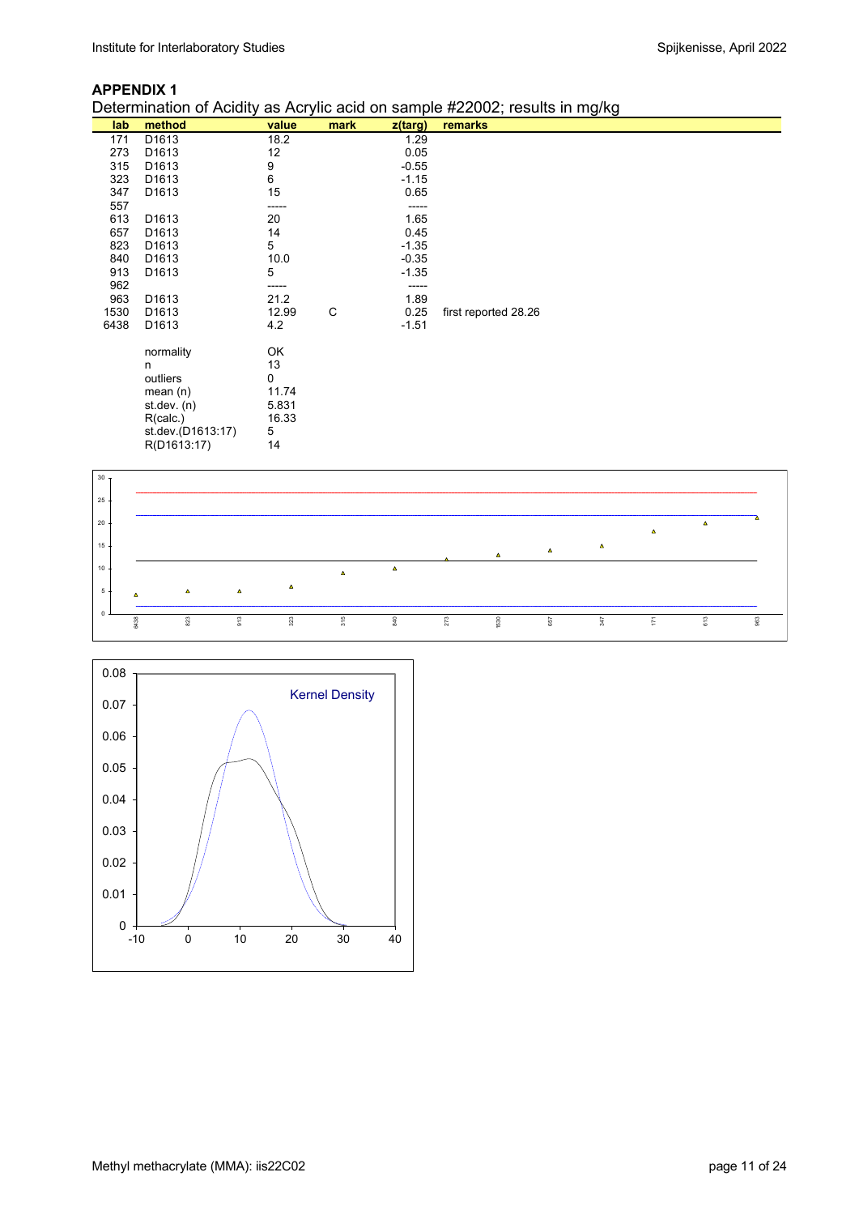**APPENDIX 1**

Determination of Acidity as Acrylic acid on sample #22002; results in mg/kg

| lab | method | value | mark | z(targ) | remarks |
|---|---|---|---|---|---|
| 171 | D1613 | 18.2 | | 1.29 | |
| 273 | D1613 | 12 | | 0.05 | |
| 315 | D1613 | 9 | | -0.55 | |
| 323 | D1613 | 6 | | -1.15 | |
| 347 | D1613 | 15 | | 0.65 | |
| 557 | | ----- | | ----- | |
| 613 | D1613 | 20 | | 1.65 | |
| 657 | D1613 | 14 | | 0.45 | |
| 823 | D1613 | 5 | | -1.35 | |
| 840 | D1613 | 10.0 | | -0.35 | |
| 913 | D1613 | 5 | | -1.35 | |
| 962 | | ----- | | ----- | |
| 963 | D1613 | 21.2 | | 1.89 | |
| 1530 | D1613 | 12.99 | C | 0.25 | first reported 28.26 |
| 6438 | D1613 | 4.2 | | -1.51 | |

| | |
|---|---|
| normality | OK |
| n | 13 |
| outliers | 0 |
| mean (n) | 11.74 |
| st.dev. (n) | 5.831 |
| R(calc.) | 16.33 |
| st.dev.(D1613:17) | 5 |
| R(D1613:17) | 14 |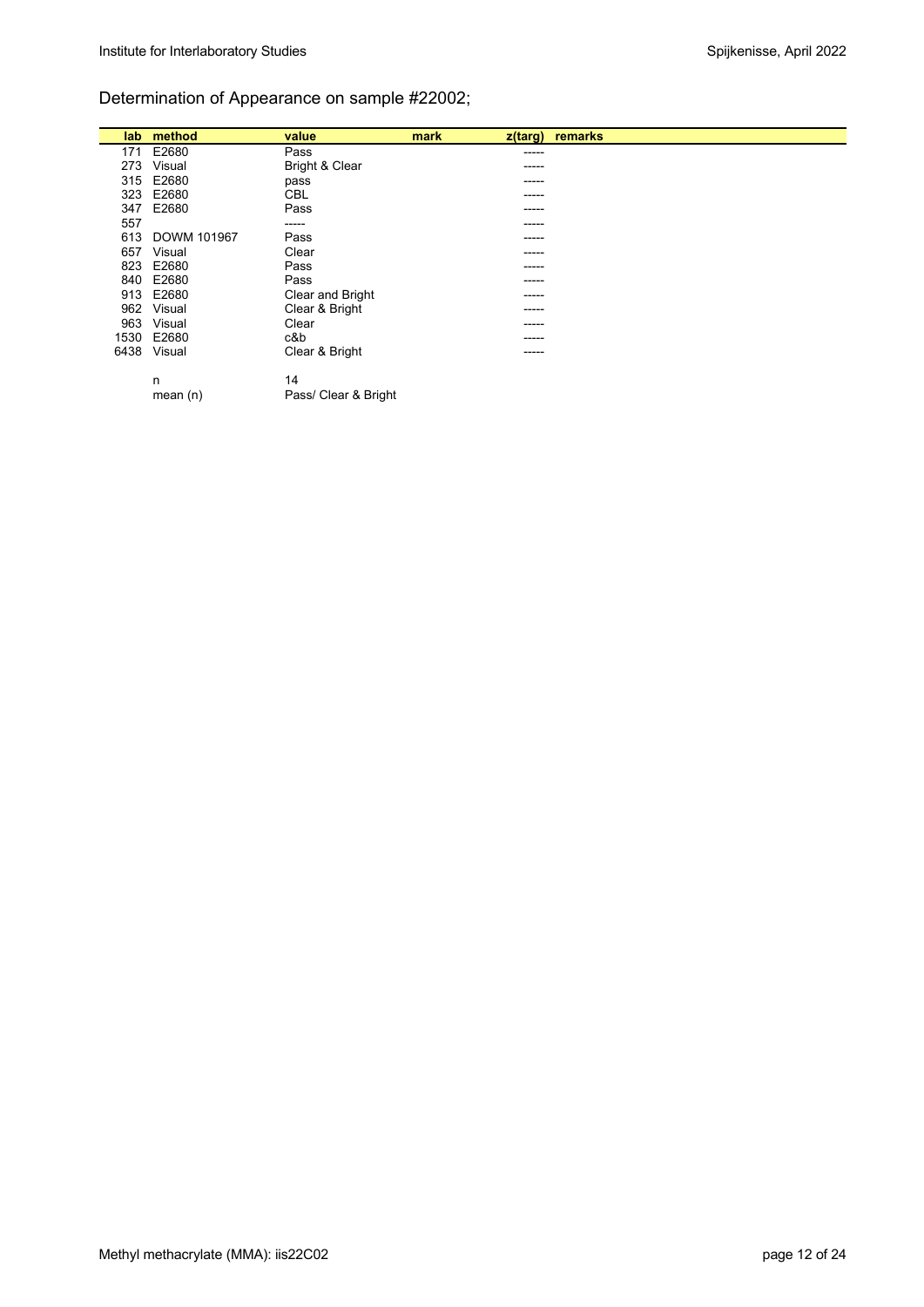## Determination of Appearance on sample #22002;

| lab | method | value | mark | z(targ) | remarks |
|---|---|---|---|---|---|
| 171 | E2680 | Pass | | ----- | |
| 273 | Visual | Bright & Clear | | ----- | |
| 315 | E2680 | pass | | ----- | |
| 323 | E2680 | CBL | | ----- | |
| 347 | E2680 | Pass | | ----- | |
| 557 | | ----- | | ----- | |
| 613 | DOWM 101967 | Pass | | ----- | |
| 657 | Visual | Clear | | ----- | |
| 823 | E2680 | Pass | | ----- | |
| 840 | E2680 | Pass | | ----- | |
| 913 | E2680 | Clear and Bright | | ----- | |
| 962 | Visual | Clear & Bright | | ----- | |
| 963 | Visual | Clear | | ----- | |
| 1530 | E2680 | c&b | | ----- | |
| 6438 | Visual | Clear & Bright | | ----- | |
| | n | 14 | | | |
| | mean (n) | Pass/ Clear & Bright | | | |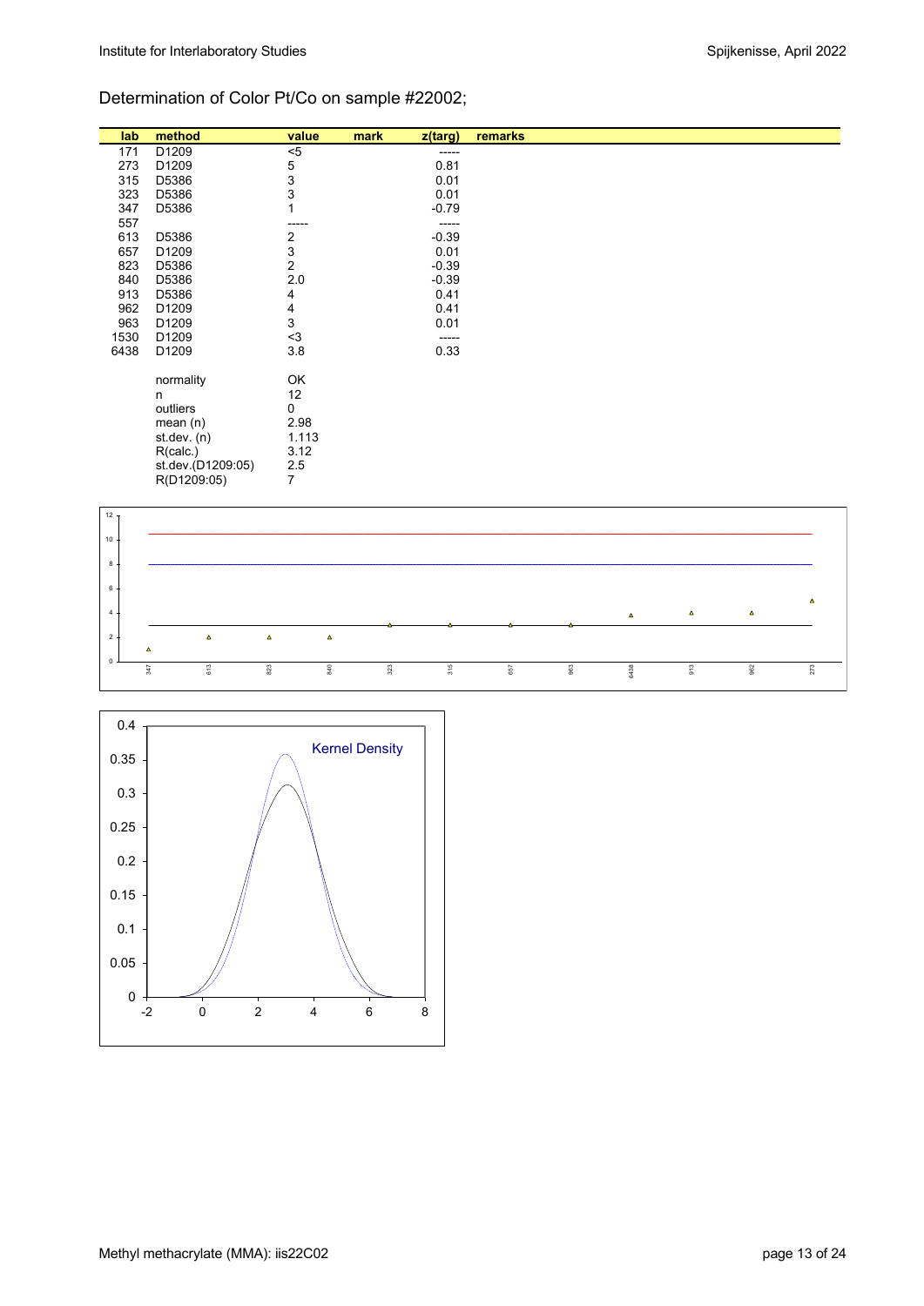## Determination of Color Pt/Co on sample #22002;

| lab | method | value | mark | z(targ) | remarks |
|---|---|---|---|---|---|
| 171 | D1209 | <5 | | ----- | |
| 273 | D1209 | 5 | | 0.81 | |
| 315 | D5386 | 3 | | 0.01 | |
| 323 | D5386 | 3 | | 0.01 | |
| 347 | D5386 | 1 | | -0.79 | |
| 557 | | ----- | | ----- | |
| 613 | D5386 | 2 | | -0.39 | |
| 657 | D1209 | 3 | | 0.01 | |
| 823 | D5386 | 2 | | -0.39 | |
| 840 | D5386 | 2.0 | | -0.39 | |
| 913 | D5386 | 4 | | 0.41 | |
| 962 | D1209 | 4 | | 0.41 | |
| 963 | D1209 | 3 | | 0.01 | |
| 1530 | D1209 | <3 | | ----- | |
| 6438 | D1209 | 3.8 | | 0.33 | |
| | normality | OK | | | |
| | n | 12 | | | |
| | outliers | 0 | | | |
| | mean (n) | 2.98 | | | |
| | st.dev. (n) | 1.113 | | | |
| | R(calc.) | 3.12 | | | |
| | st.dev.(D1209:05) | 2.5 | | | |
| | R(D1209:05) | 7 | | | |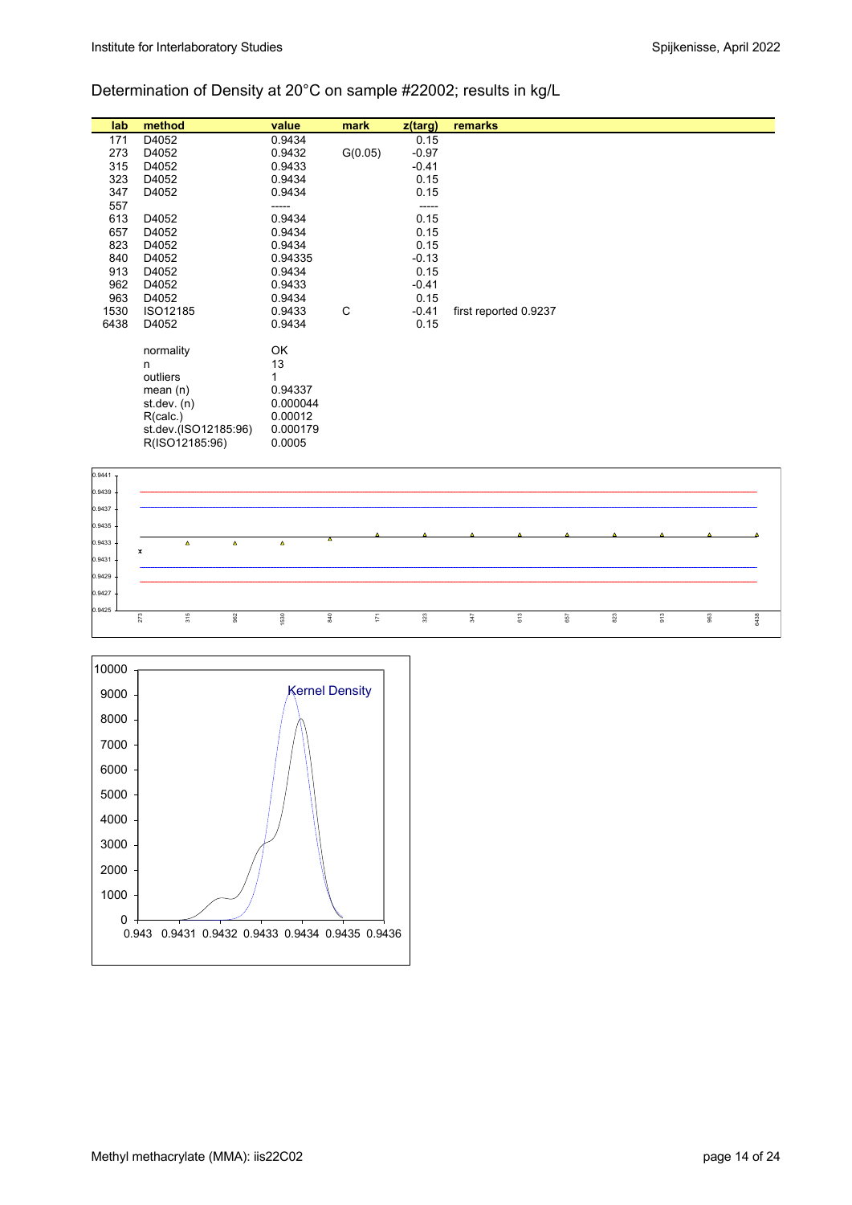## Determination of Density at 20°C on sample #22002; results in kg/L

| lab | method | value | mark | z(targ) | remarks |
|---|---|---|---|---|---|
| 171 | D4052 | 0.9434 | | 0.15 | |
| 273 | D4052 | 0.9432 | G(0.05) | -0.97 | |
| 315 | D4052 | 0.9433 | | -0.41 | |
| 323 | D4052 | 0.9434 | | 0.15 | |
| 347 | D4052 | 0.9434 | | 0.15 | |
| 557 | | ----- | | ----- | |
| 613 | D4052 | 0.9434 | | 0.15 | |
| 657 | D4052 | 0.9434 | | 0.15 | |
| 823 | D4052 | 0.9434 | | 0.15 | |
| 840 | D4052 | 0.94335 | | -0.13 | |
| 913 | D4052 | 0.9434 | | 0.15 | |
| 962 | D4052 | 0.9433 | | -0.41 | |
| 963 | D4052 | 0.9434 | | 0.15 | |
| 1530 | ISO12185 | 0.9433 | C | -0.41 | first reported 0.9237 |
| 6438 | D4052 | 0.9434 | | 0.15 | |

| | |
|---|---|
| normality | OK |
| n | 13 |
| outliers | 1 |
| mean (n) | 0.94337 |
| st.dev. (n) | 0.000044 |
| R(calc.) | 0.00012 |
| st.dev.(ISO12185:96) | 0.000179 |
| R(ISO12185:96) | 0.0005 |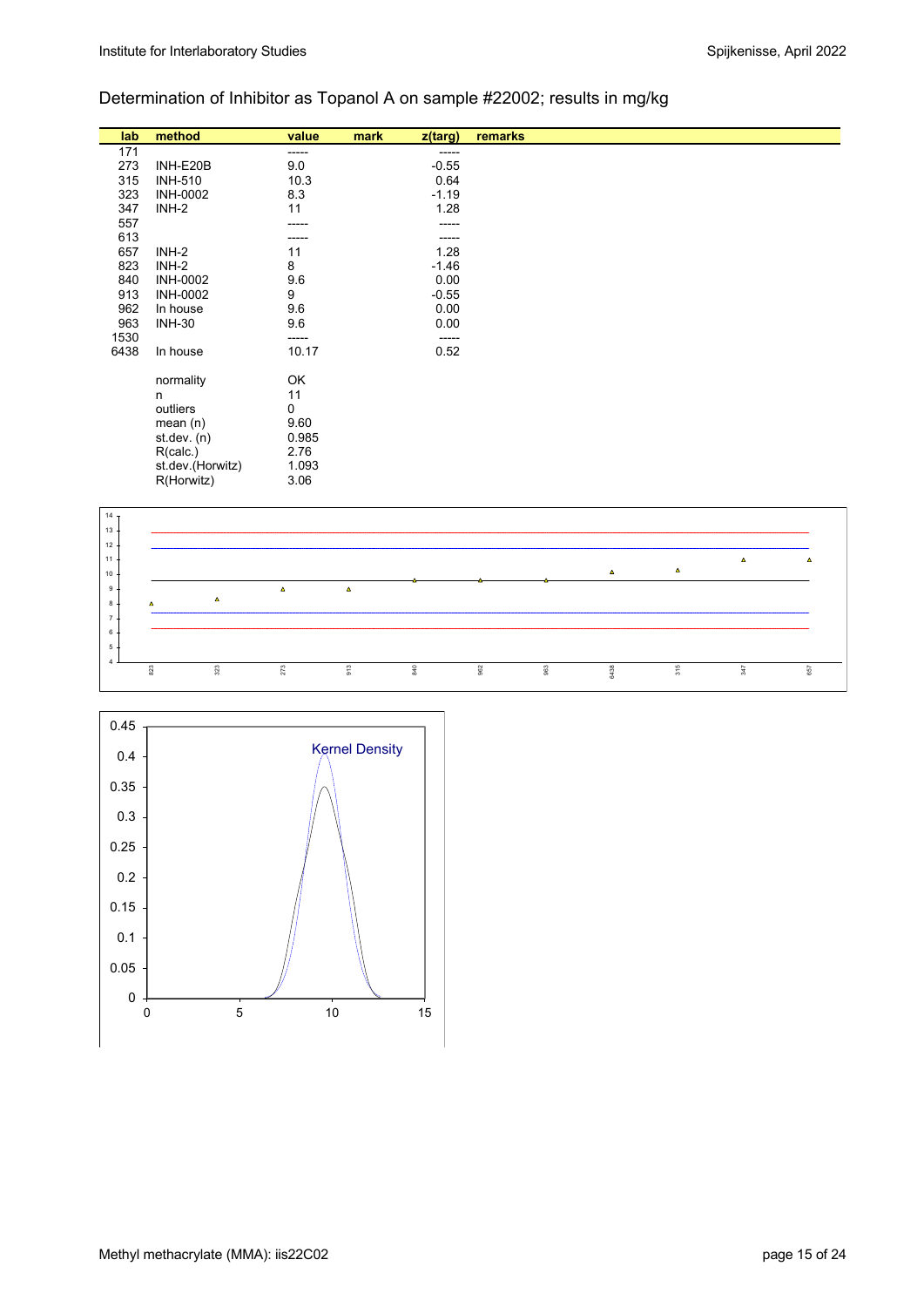Determination of Inhibitor as Topanol A on sample #22002; results in mg/kg

| lab | method | value | mark | z(targ) | remarks |
|---|---|---|---|---|---|
| 171 | | ----- | | ----- | |
| 273 | INH-E20B | 9.0 | | -0.55 | |
| 315 | INH-510 | 10.3 | | 0.64 | |
| 323 | INH-0002 | 8.3 | | -1.19 | |
| 347 | INH-2 | 11 | | 1.28 | |
| 557 | | ----- | | ----- | |
| 613 | | ----- | | ----- | |
| 657 | INH-2 | 11 | | 1.28 | |
| 823 | INH-2 | 8 | | -1.46 | |
| 840 | INH-0002 | 9.6 | | 0.00 | |
| 913 | INH-0002 | 9 | | -0.55 | |
| 962 | In house | 9.6 | | 0.00 | |
| 963 | INH-30 | 9.6 | | 0.00 | |
| 1530 | | ----- | | ----- | |
| 6438 | In house | 10.17 | | 0.52 | |
| | normality | OK | | | |
| | n | 11 | | | |
| | outliers | 0 | | | |
| | mean (n) | 9.60 | | | |
| | st.dev. (n) | 0.985 | | | |
| | R(calc.) | 2.76 | | | |
| | st.dev.(Horwitz) | 1.093 | | | |
| | R(Horwitz) | 3.06 | | | |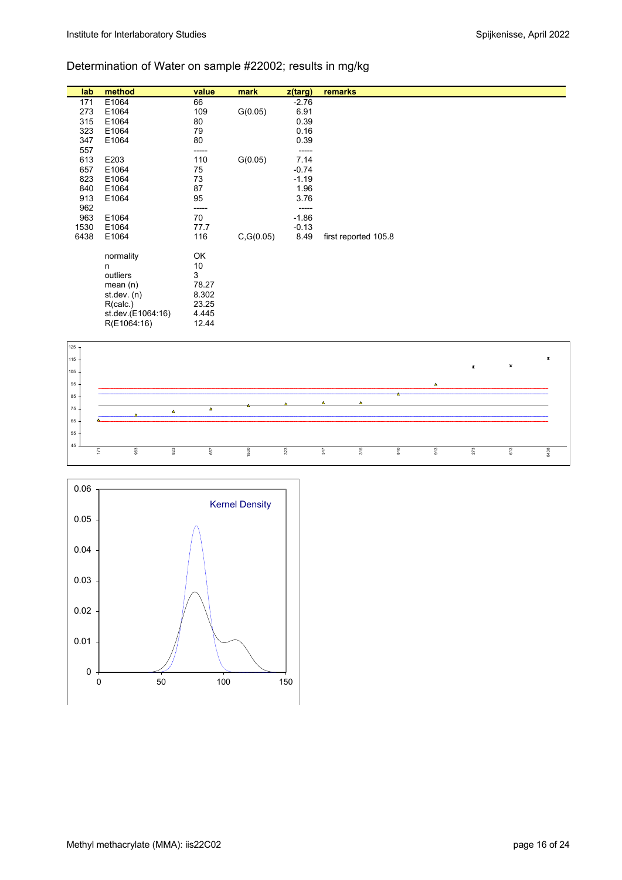## Determination of Water on sample #22002; results in mg/kg

| lab | method | value | mark | z(targ) | remarks |
|---|---|---|---|---|---|
| 171 | E1064 | 66 | | -2.76 | |
| 273 | E1064 | 109 | G(0.05) | 6.91 | |
| 315 | E1064 | 80 | | 0.39 | |
| 323 | E1064 | 79 | | 0.16 | |
| 347 | E1064 | 80 | | 0.39 | |
| 557 | | ----- | | ----- | |
| 613 | E203 | 110 | G(0.05) | 7.14 | |
| 657 | E1064 | 75 | | -0.74 | |
| 823 | E1064 | 73 | | -1.19 | |
| 840 | E1064 | 87 | | 1.96 | |
| 913 | E1064 | 95 | | 3.76 | |
| 962 | | ----- | | ----- | |
| 963 | E1064 | 70 | | -1.86 | |
| 1530 | E1064 | 77.7 | | -0.13 | |
| 6438 | E1064 | 116 | C,G(0.05) | 8.49 | first reported 105.8 |
| | normality | OK | | | |
| | n | 10 | | | |
| | outliers | 3 | | | |
| | mean (n) | 78.27 | | | |
| | st.dev. (n) | 8.302 | | | |
| | R(calc.) | 23.25 | | | |
| | st.dev.(E1064:16) | 4.445 | | | |
| | R(E1064:16) | 12.44 | | | |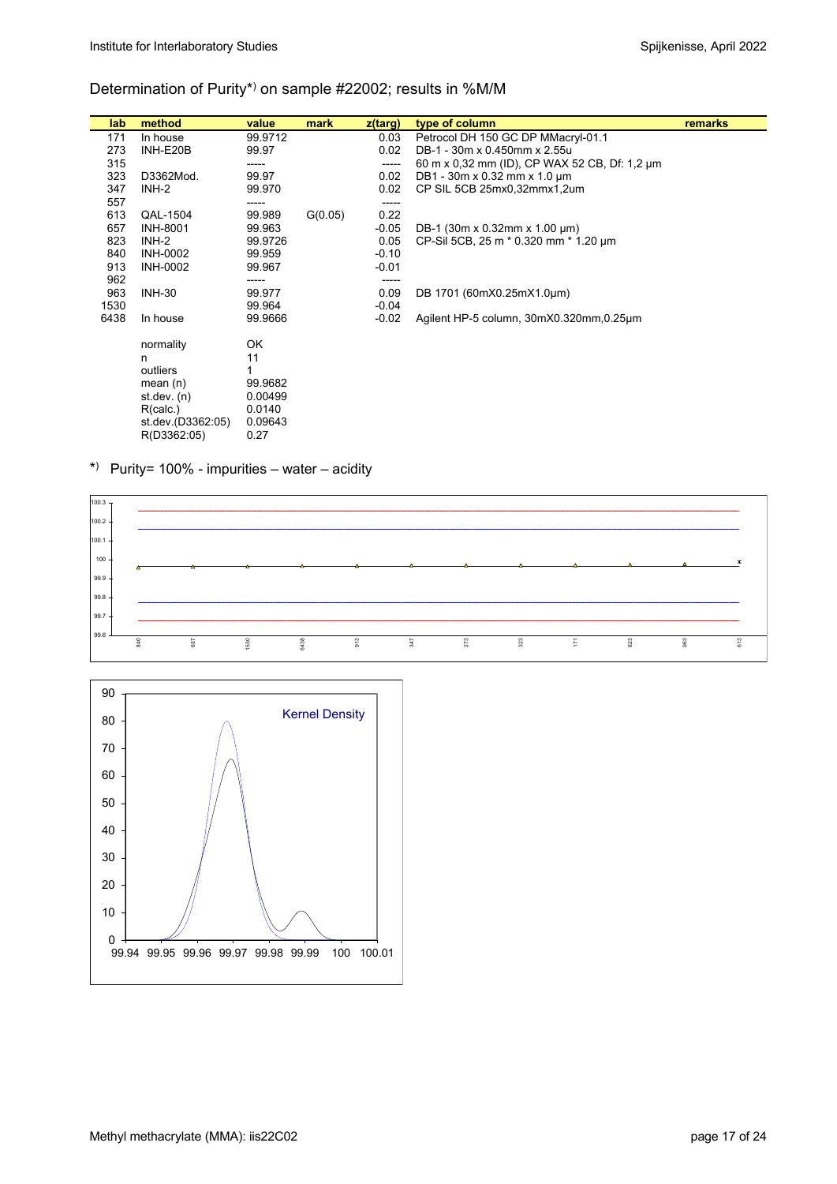Determination of Purity*) on sample #22002; results in %M/M

| lab | method | value | mark | z(targ) | type of column | remarks |
|---|---|---|---|---|---|---|
| 171 | In house | 99.9712 | | 0.03 | Petrocol DH 150 GC DP MMacryl-01.1 | |
| 273 | INH-E20B | 99.97 | | 0.02 | DB-1 - 30m x 0.450mm x 2.55u | |
| 315 | | ----- | | ----- | 60 m x 0,32 mm (ID), CP WAX 52 CB, Df: 1,2 µm | |
| 323 | D3362Mod. | 99.97 | | 0.02 | DB1 - 30m x 0.32 mm x 1.0 µm | |
| 347 | INH-2 | 99.970 | | 0.02 | CP SIL 5CB 25mx0,32mmx1,2um | |
| 557 | | ----- | | ----- | | |
| 613 | QAL-1504 | 99.989 | G(0.05) | 0.22 | | |
| 657 | INH-8001 | 99.963 | | -0.05 | DB-1 (30m x 0.32mm x 1.00 µm) | |
| 823 | INH-2 | 99.9726 | | 0.05 | CP-Sil 5CB, 25 m * 0.320 mm * 1.20 µm | |
| 840 | INH-0002 | 99.959 | | -0.10 | | |
| 913 | INH-0002 | 99.967 | | -0.01 | | |
| 962 | | ----- | | ----- | | |
| 963 | INH-30 | 99.977 | | 0.09 | DB 1701 (60mX0.25mX1.0µm) | |
| 1530 | | 99.964 | | -0.04 | | |
| 6438 | In house | 99.9666 | | -0.02 | Agilent HP-5 column, 30mX0.320mm,0.25µm | |

| | |
|---|---|
| normality | OK |
| n | 11 |
| outliers | 1 |
| mean (n) | 99.9682 |
| st.dev. (n) | 0.00499 |
| R(calc.) | 0.0140 |
| st.dev.(D3362:05) | 0.09643 |
| R(D3362:05) | 0.27 |

*) Purity= 100% - impurities – water – acidity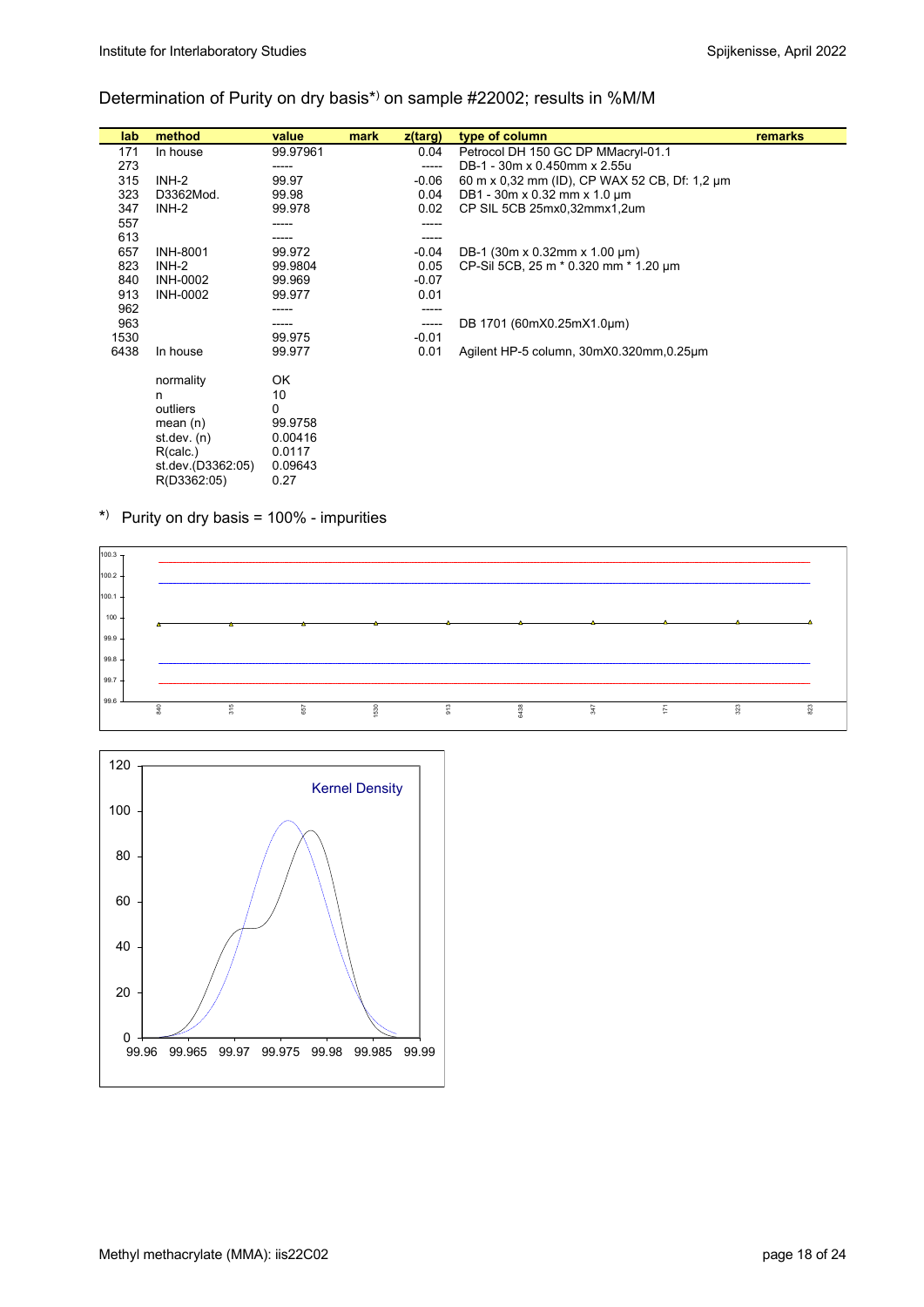Determination of Purity on dry basis*) on sample #22002; results in %M/M

| lab | method | value | mark | z(targ) | type of column | remarks |
|---|---|---|---|---|---|---|
| 171 | In house | 99.97961 | | 0.04 | Petrocol DH 150 GC DP MMacryl-01.1 | |
| 273 | | ----- | | ----- | DB-1 - 30m x 0.450mm x 2.55u | |
| 315 | INH-2 | 99.97 | | -0.06 | 60 m x 0,32 mm (ID), CP WAX 52 CB, Df: 1,2 µm | |
| 323 | D3362Mod. | 99.98 | | 0.04 | DB1 - 30m x 0.32 mm x 1.0 µm | |
| 347 | INH-2 | 99.978 | | 0.02 | CP SIL 5CB 25mx0,32mmx1,2um | |
| 557 | | ----- | | ----- | | |
| 613 | | ----- | | ----- | | |
| 657 | INH-8001 | 99.972 | | -0.04 | DB-1 (30m x 0.32mm x 1.00 µm) | |
| 823 | INH-2 | 99.9804 | | 0.05 | CP-Sil 5CB, 25 m * 0.320 mm * 1.20 µm | |
| 840 | INH-0002 | 99.969 | | -0.07 | | |
| 913 | INH-0002 | 99.977 | | 0.01 | | |
| 962 | | ----- | | ----- | | |
| 963 | | ----- | | ----- | DB 1701 (60mX0.25mX1.0µm) | |
| 1530 | | 99.975 | | -0.01 | | |
| 6438 | In house | 99.977 | | 0.01 | Agilent HP-5 column, 30mX0.320mm,0.25µm | |
| | normality | OK | | | | |
| | n | 10 | | | | |
| | outliers | 0 | | | | |
| | mean (n) | 99.9758 | | | | |
| | st.dev. (n) | 0.00416 | | | | |
| | R(calc.) | 0.0117 | | | | |
| | st.dev.(D3362:05) | 0.09643 | | | | |
| | R(D3362:05) | 0.27 | | | | |

*) Purity on dry basis = 100% - impurities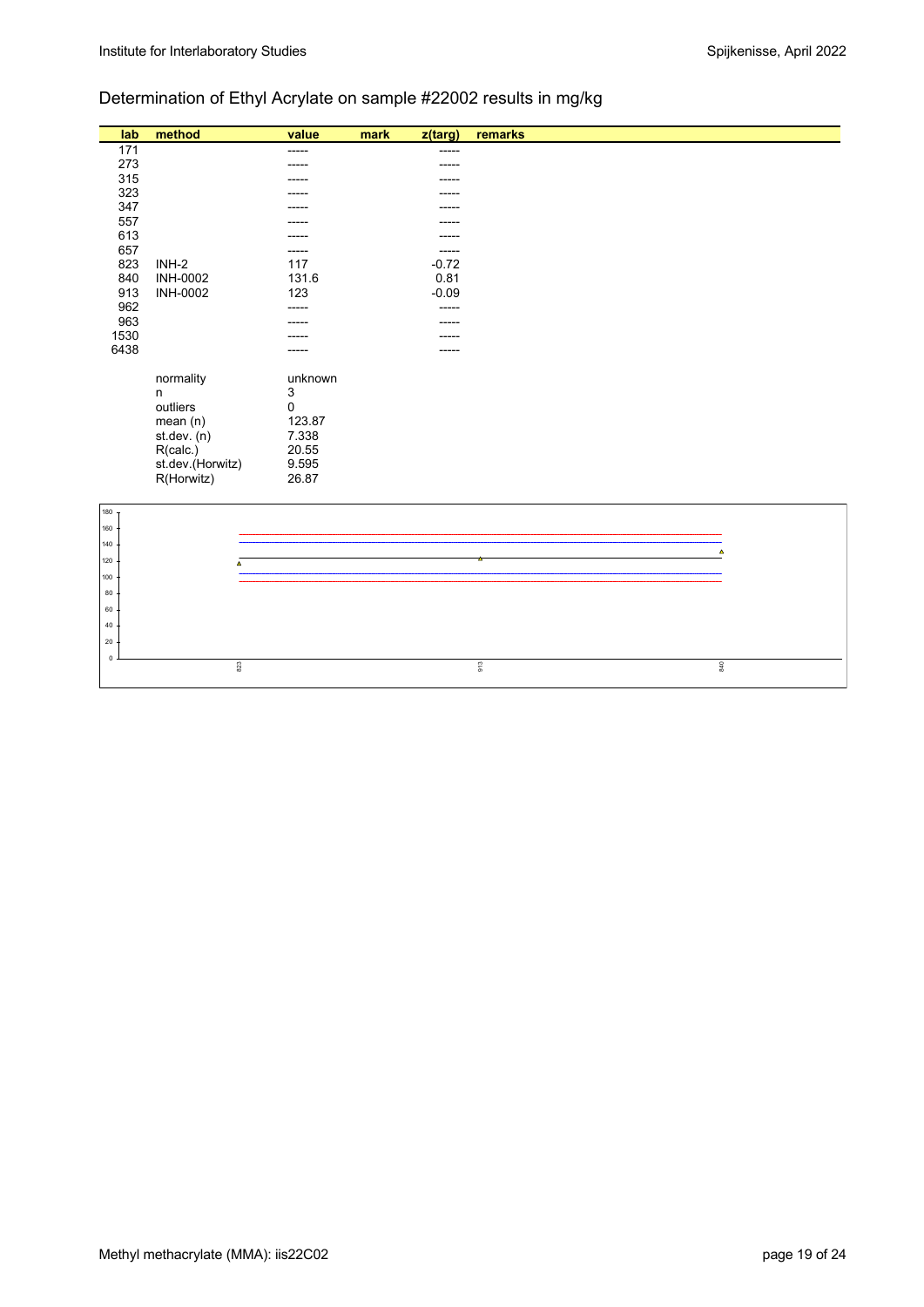## Determination of Ethyl Acrylate on sample #22002 results in mg/kg

| lab | method | value | mark | z(targ) | remarks |
|---|---|---|---|---|---|
| 171 | | ----- | | ----- | |
| 273 | | ----- | | ----- | |
| 315 | | ----- | | ----- | |
| 323 | | ----- | | ----- | |
| 347 | | ----- | | ----- | |
| 557 | | ----- | | ----- | |
| 613 | | ----- | | ----- | |
| 657 | | ----- | | ----- | |
| 823 | INH-2 | 117 | | -0.72 | |
| 840 | INH-0002 | 131.6 | | 0.81 | |
| 913 | INH-0002 | 123 | | -0.09 | |
| 962 | | ----- | | ----- | |
| 963 | | ----- | | ----- | |
| 1530 | | ----- | | ----- | |
| 6438 | | ----- | | ----- | |
| | normality | unknown | | | |
| | n | 3 | | | |
| | outliers | 0 | | | |
| | mean (n) | 123.87 | | | |
| | st.dev. (n) | 7.338 | | | |
| | R(calc.) | 20.55 | | | |
| | st.dev.(Horwitz) | 9.595 | | | |
| | R(Horwitz) | 26.87 | | | |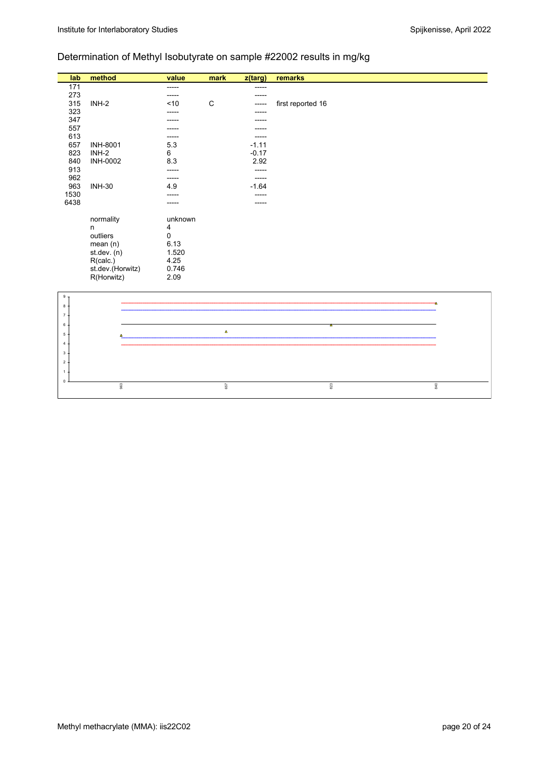## Determination of Methyl Isobutyrate on sample #22002 results in mg/kg

| lab | method | value | mark | z(targ) | remarks |
|---|---|---|---|---|---|
| 171 | | ----- | | ----- | |
| 273 | | ----- | | ----- | |
| 315 | INH-2 | <10 | C | ----- | first reported 16 |
| 323 | | ----- | | ----- | |
| 347 | | ----- | | ----- | |
| 557 | | ----- | | ----- | |
| 613 | | ----- | | ----- | |
| 657 | INH-8001 | 5.3 | | -1.11 | |
| 823 | INH-2 | 6 | | -0.17 | |
| 840 | INH-0002 | 8.3 | | 2.92 | |
| 913 | | ----- | | ----- | |
| 962 | | ----- | | ----- | |
| 963 | INH-30 | 4.9 | | -1.64 | |
| 1530 | | ----- | | ----- | |
| 6438 | | ----- | | ----- | |

| | |
|---|---|
| normality | unknown |
| n | 4 |
| outliers | 0 |
| mean (n) | 6.13 |
| st.dev. (n) | 1.520 |
| R(calc.) | 4.25 |
| st.dev.(Horwitz) | 0.746 |
| R(Horwitz) | 2.09 |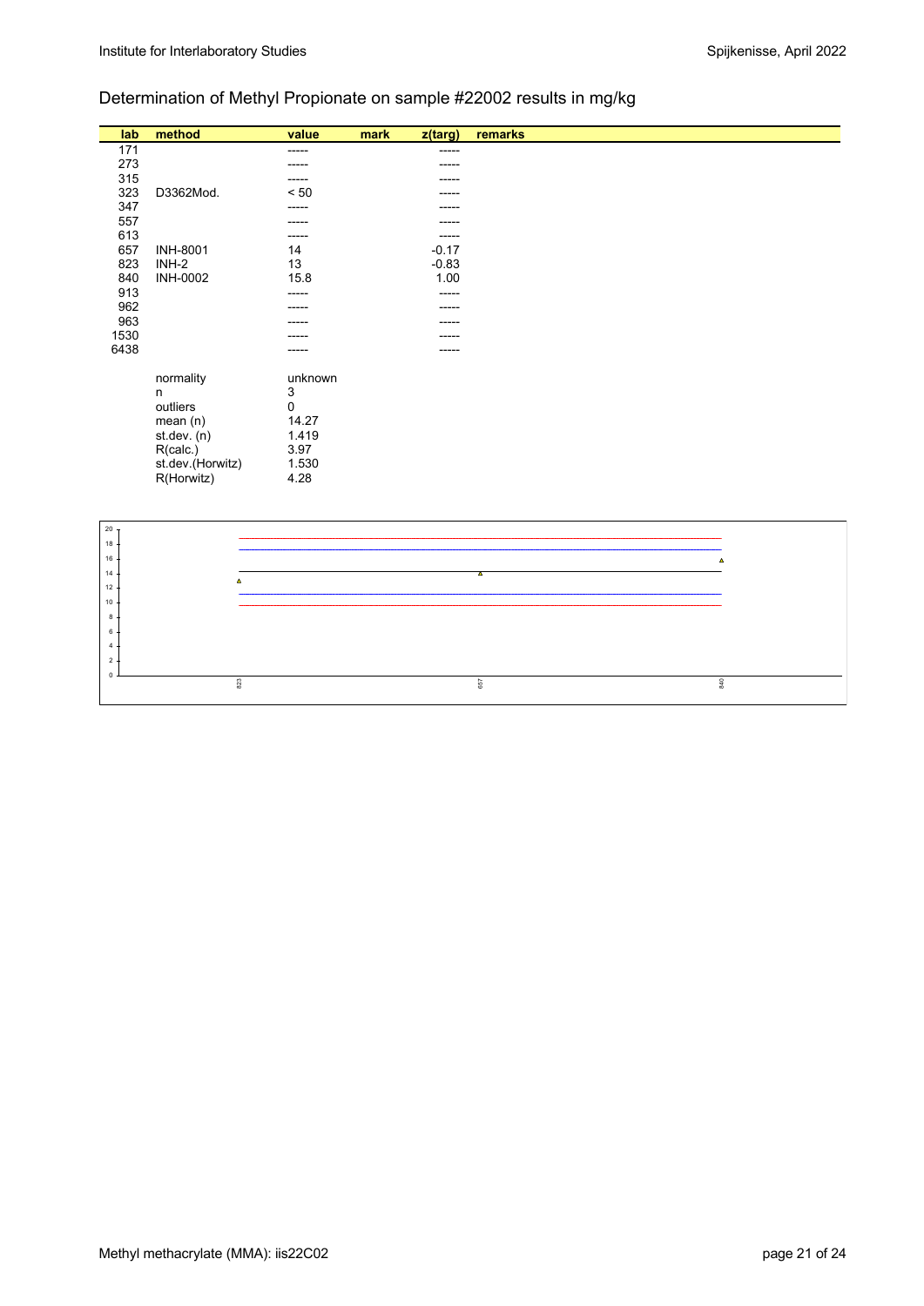## Determination of Methyl Propionate on sample #22002 results in mg/kg

| lab | method | value | mark | z(targ) | remarks |
|---|---|---|---|---|---|
| 171 | | ----- | | ----- | |
| 273 | | ----- | | ----- | |
| 315 | | ----- | | ----- | |
| 323 | D3362Mod. | < 50 | | ----- | |
| 347 | | ----- | | ----- | |
| 557 | | ----- | | ----- | |
| 613 | | ----- | | ----- | |
| 657 | INH-8001 | 14 | | -0.17 | |
| 823 | INH-2 | 13 | | -0.83 | |
| 840 | INH-0002 | 15.8 | | 1.00 | |
| 913 | | ----- | | ----- | |
| 962 | | ----- | | ----- | |
| 963 | | ----- | | ----- | |
| 1530 | | ----- | | ----- | |
| 6438 | | ----- | | ----- | |

| | |
|---|---|
| normality | unknown |
| n | 3 |
| outliers | 0 |
| mean (n) | 14.27 |
| st.dev. (n) | 1.419 |
| R(calc.) | 3.97 |
| st.dev.(Horwitz) | 1.530 |
| R(Horwitz) | 4.28 |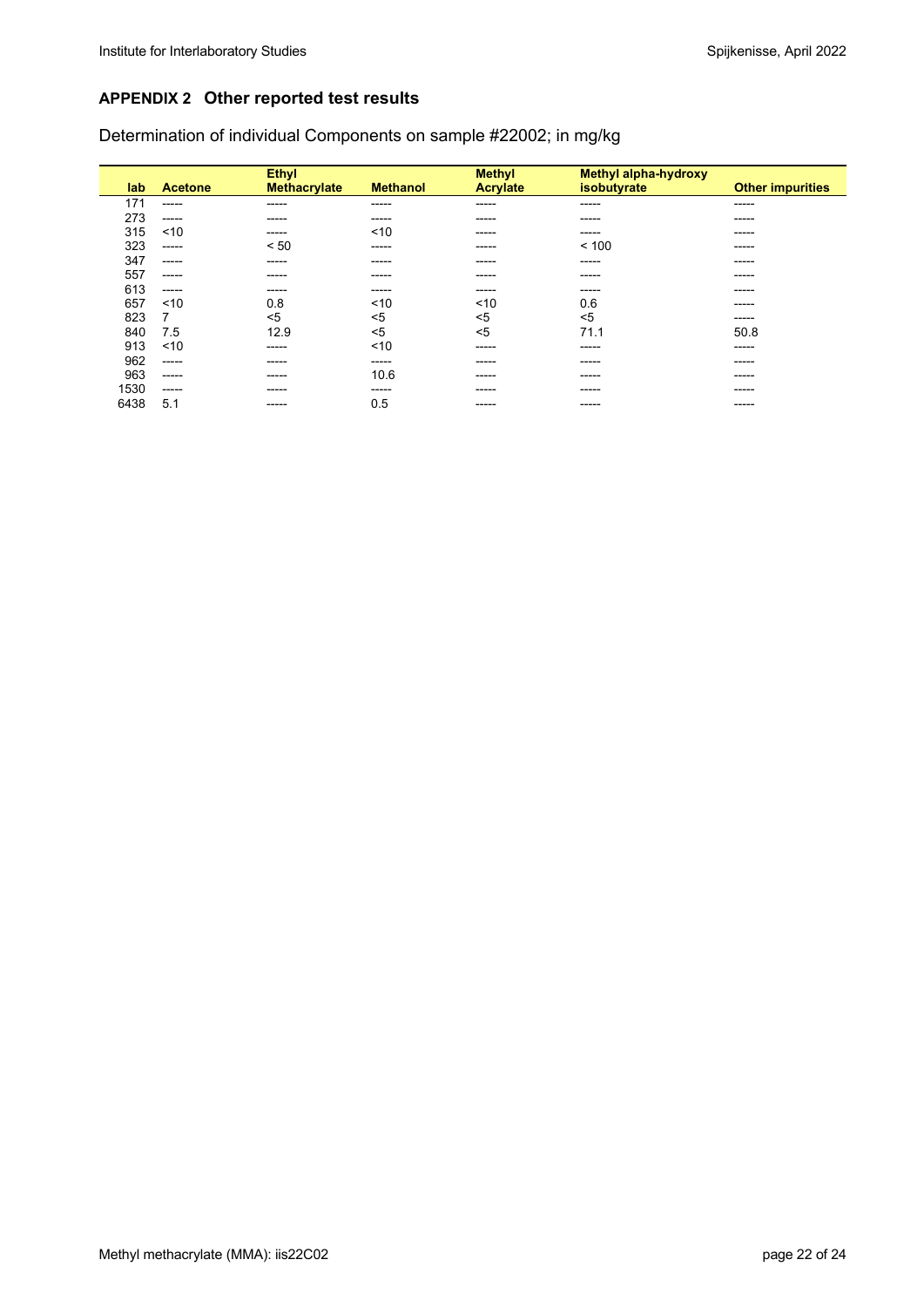## APPENDIX 2 Other reported test results

Determination of individual Components on sample #22002; in mg/kg

| lab | Acetone | Ethyl Methacrylate | Methanol | Methyl Acrylate | Methyl alpha-hydroxy isobutyrate | Other impurities |
|---|---|---|---|---|---|---|
| 171 | ----- | ----- | ----- | ----- | ----- | ----- |
| 273 | ----- | ----- | ----- | ----- | ----- | ----- |
| 315 | <10 | ----- | <10 | ----- | ----- | ----- |
| 323 | ----- | < 50 | ----- | ----- | < 100 | ----- |
| 347 | ----- | ----- | ----- | ----- | ----- | ----- |
| 557 | ----- | ----- | ----- | ----- | ----- | ----- |
| 613 | ----- | ----- | ----- | ----- | ----- | ----- |
| 657 | <10 | 0.8 | <10 | <10 | 0.6 | ----- |
| 823 | 7 | <5 | <5 | <5 | <5 | ----- |
| 840 | 7.5 | 12.9 | <5 | <5 | 71.1 | 50.8 |
| 913 | <10 | ----- | <10 | ----- | ----- | ----- |
| 962 | ----- | ----- | ----- | ----- | ----- | ----- |
| 963 | ----- | ----- | 10.6 | ----- | ----- | ----- |
| 1530 | ----- | ----- | ----- | ----- | ----- | ----- |
| 6438 | 5.1 | ----- | 0.5 | ----- | ----- | ----- |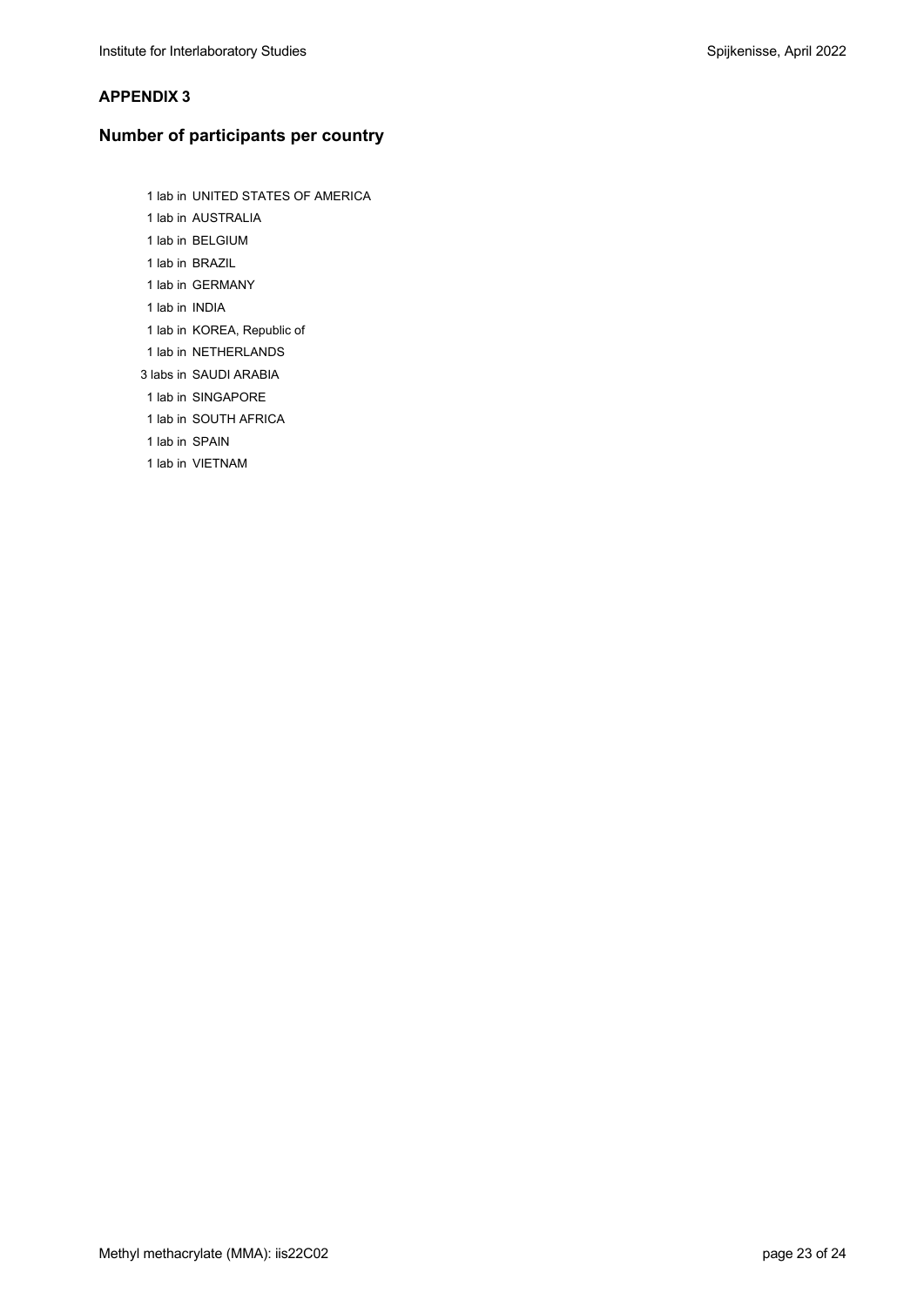**APPENDIX 3**

## Number of participants per country

1 lab in UNITED STATES OF AMERICA
1 lab in AUSTRALIA
1 lab in BELGIUM
1 lab in BRAZIL
1 lab in GERMANY
1 lab in INDIA
1 lab in KOREA, Republic of
1 lab in NETHERLANDS
3 labs in SAUDI ARABIA
1 lab in SINGAPORE
1 lab in SOUTH AFRICA
1 lab in SPAIN
1 lab in VIETNAM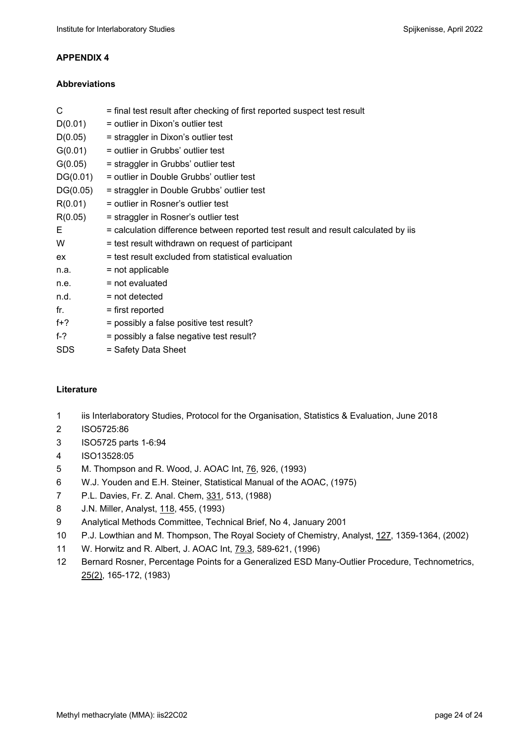**APPENDIX 4**

**Abbreviations**

| | |
|---|---|
| C | = final test result after checking of first reported suspect test result |
| D(0.01) | = outlier in Dixon's outlier test |
| D(0.05) | = straggler in Dixon's outlier test |
| G(0.01) | = outlier in Grubbs' outlier test |
| G(0.05) | = straggler in Grubbs' outlier test |
| DG(0.01) | = outlier in Double Grubbs' outlier test |
| DG(0.05) | = straggler in Double Grubbs' outlier test |
| R(0.01) | = outlier in Rosner's outlier test |
| R(0.05) | = straggler in Rosner's outlier test |
| E | = calculation difference between reported test result and result calculated by iis |
| W | = test result withdrawn on request of participant |
| ex | = test result excluded from statistical evaluation |
| n.a. | = not applicable |
| n.e. | = not evaluated |
| n.d. | = not detected |
| fr. | = first reported |
| f+? | = possibly a false positive test result? |
| f-? | = possibly a false negative test result? |
| SDS | = Safety Data Sheet |

**Literature**

1. iis Interlaboratory Studies, Protocol for the Organisation, Statistics & Evaluation, June 2018
2. ISO5725:86
3. ISO5725 parts 1-6:94
4. ISO13528:05
5. M. Thompson and R. Wood, J. AOAC Int, 76, 926, (1993)
6. W.J. Youden and E.H. Steiner, Statistical Manual of the AOAC, (1975)
7. P.L. Davies, Fr. Z. Anal. Chem, 331, 513, (1988)
8. J.N. Miller, Analyst, 118, 455, (1993)
9. Analytical Methods Committee, Technical Brief, No 4, January 2001
10. P.J. Lowthian and M. Thompson, The Royal Society of Chemistry, Analyst, 127, 1359-1364, (2002)
11. W. Horwitz and R. Albert, J. AOAC Int, 79.3, 589-621, (1996)
12. Bernard Rosner, Percentage Points for a Generalized ESD Many-Outlier Procedure, Technometrics, 25(2), 165-172, (1983)